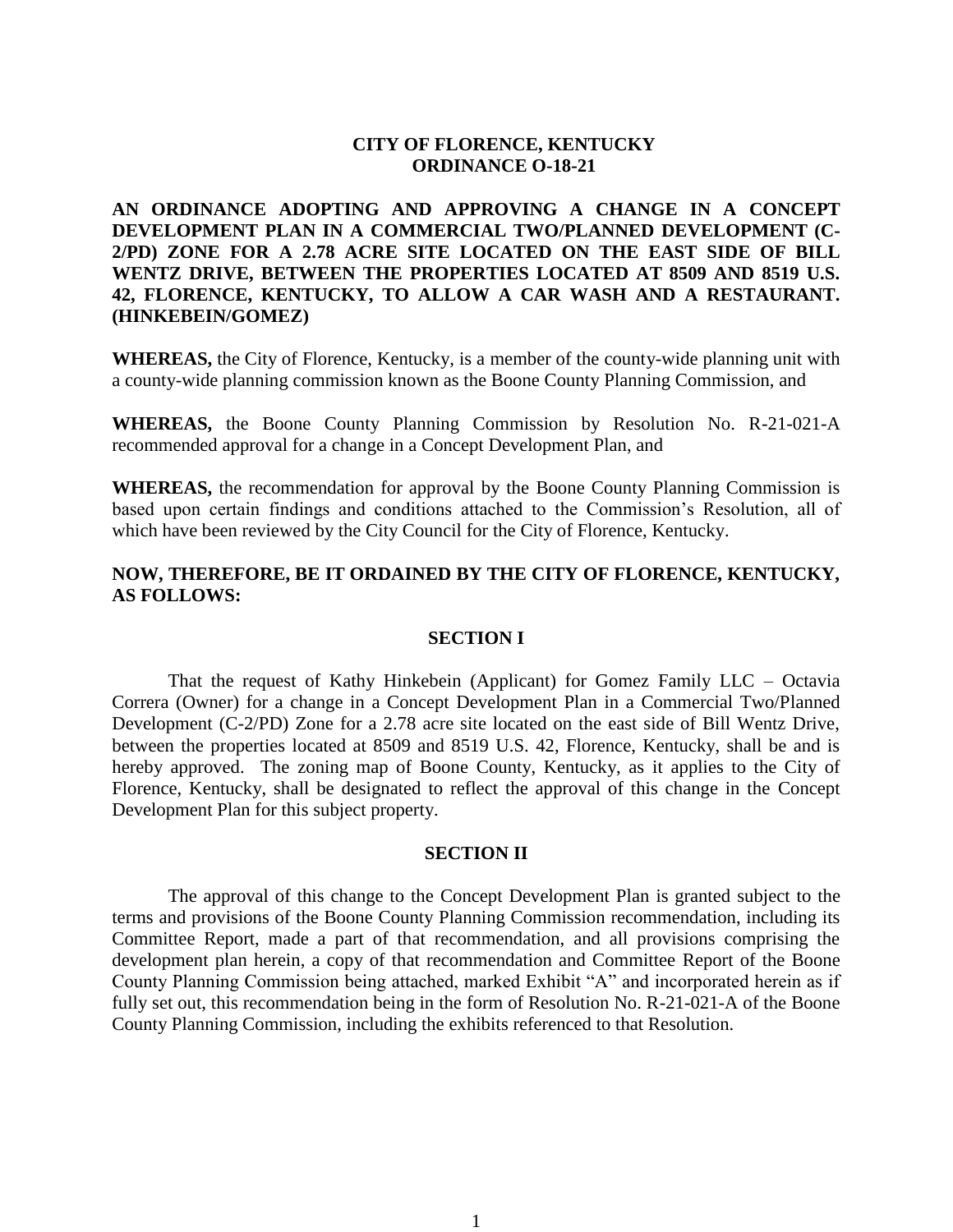# CITY OF FLORENCE, KENTUCKY
# ORDINANCE O-18-21

**AN ORDINANCE ADOPTING AND APPROVING A CHANGE IN A CONCEPT DEVELOPMENT PLAN IN A COMMERCIAL TWO/PLANNED DEVELOPMENT (C-2/PD) ZONE FOR A 2.78 ACRE SITE LOCATED ON THE EAST SIDE OF BILL WENTZ DRIVE, BETWEEN THE PROPERTIES LOCATED AT 8509 AND 8519 U.S. 42, FLORENCE, KENTUCKY, TO ALLOW A CAR WASH AND A RESTAURANT. (HINKEBEIN/GOMEZ)**

**WHEREAS,** the City of Florence, Kentucky, is a member of the county-wide planning unit with a county-wide planning commission known as the Boone County Planning Commission, and

**WHEREAS,** the Boone County Planning Commission by Resolution No. R-21-021-A recommended approval for a change in a Concept Development Plan, and

**WHEREAS,** the recommendation for approval by the Boone County Planning Commission is based upon certain findings and conditions attached to the Commission's Resolution, all of which have been reviewed by the City Council for the City of Florence, Kentucky.

**NOW, THEREFORE, BE IT ORDAINED BY THE CITY OF FLORENCE, KENTUCKY, AS FOLLOWS:**

## SECTION I

That the request of Kathy Hinkebein (Applicant) for Gomez Family LLC – Octavia Correra (Owner) for a change in a Concept Development Plan in a Commercial Two/Planned Development (C-2/PD) Zone for a 2.78 acre site located on the east side of Bill Wentz Drive, between the properties located at 8509 and 8519 U.S. 42, Florence, Kentucky, shall be and is hereby approved. The zoning map of Boone County, Kentucky, as it applies to the City of Florence, Kentucky, shall be designated to reflect the approval of this change in the Concept Development Plan for this subject property.

## SECTION II

The approval of this change to the Concept Development Plan is granted subject to the terms and provisions of the Boone County Planning Commission recommendation, including its Committee Report, made a part of that recommendation, and all provisions comprising the development plan herein, a copy of that recommendation and Committee Report of the Boone County Planning Commission being attached, marked Exhibit "A" and incorporated herein as if fully set out, this recommendation being in the form of Resolution No. R-21-021-A of the Boone County Planning Commission, including the exhibits referenced to that Resolution.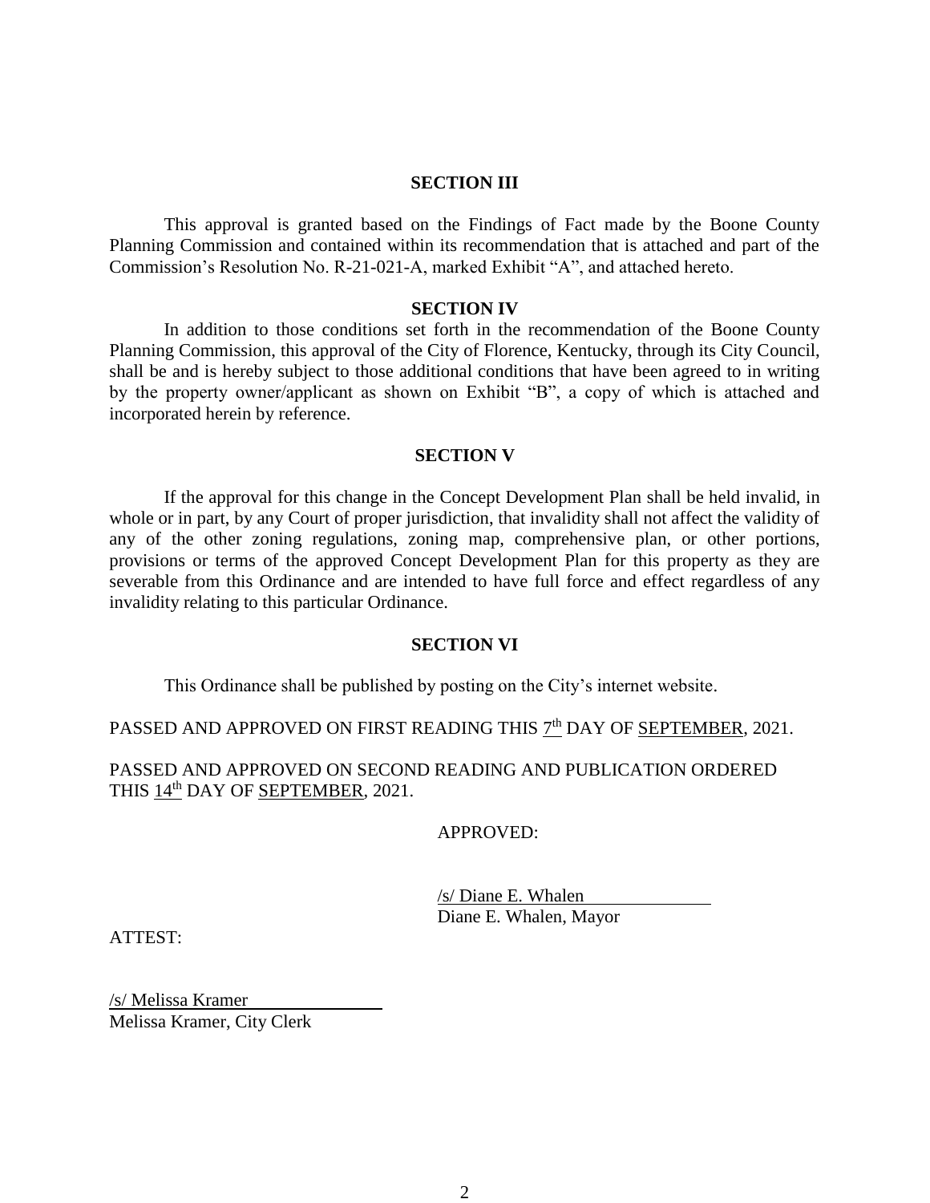### SECTION III

This approval is granted based on the Findings of Fact made by the Boone County Planning Commission and contained within its recommendation that is attached and part of the Commission's Resolution No. R-21-021-A, marked Exhibit "A", and attached hereto.

### SECTION IV

In addition to those conditions set forth in the recommendation of the Boone County Planning Commission, this approval of the City of Florence, Kentucky, through its City Council, shall be and is hereby subject to those additional conditions that have been agreed to in writing by the property owner/applicant as shown on Exhibit "B", a copy of which is attached and incorporated herein by reference.

### SECTION V

If the approval for this change in the Concept Development Plan shall be held invalid, in whole or in part, by any Court of proper jurisdiction, that invalidity shall not affect the validity of any of the other zoning regulations, zoning map, comprehensive plan, or other portions, provisions or terms of the approved Concept Development Plan for this property as they are severable from this Ordinance and are intended to have full force and effect regardless of any invalidity relating to this particular Ordinance.

### SECTION VI

This Ordinance shall be published by posting on the City's internet website.

PASSED AND APPROVED ON FIRST READING THIS 7th DAY OF SEPTEMBER, 2021.

PASSED AND APPROVED ON SECOND READING AND PUBLICATION ORDERED THIS 14th DAY OF SEPTEMBER, 2021.

APPROVED:

/s/ Diane E. Whalen
Diane E. Whalen, Mayor

ATTEST:

/s/ Melissa Kramer
Melissa Kramer, City Clerk